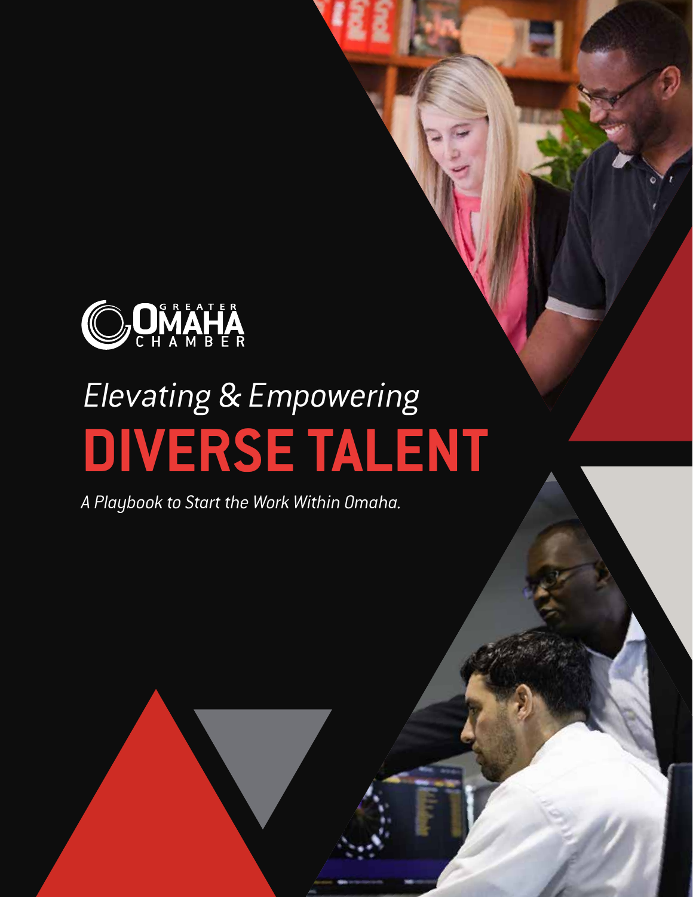GREATER OMAHA CHAMBER

*Elevating & Empowering*

# DIVERSE TALENT

*A Playbook to Start the Work Within Omaha.*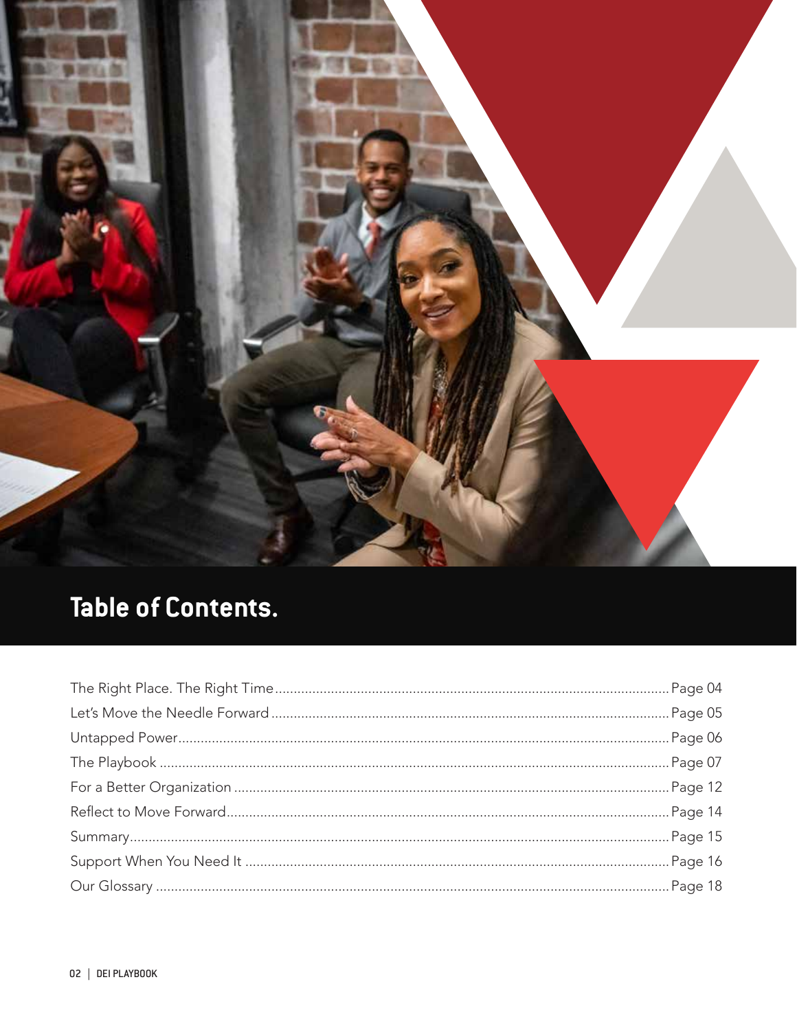# Table of Contents.

- The Right Place. The Right Time ........ Page 04
- Let's Move the Needle Forward ........ Page 05
- Untapped Power ........ Page 06
- The Playbook ........ Page 07
- For a Better Organization ........ Page 12
- Reflect to Move Forward ........ Page 14
- Summary ........ Page 15
- Support When You Need It ........ Page 16
- Our Glossary ........ Page 18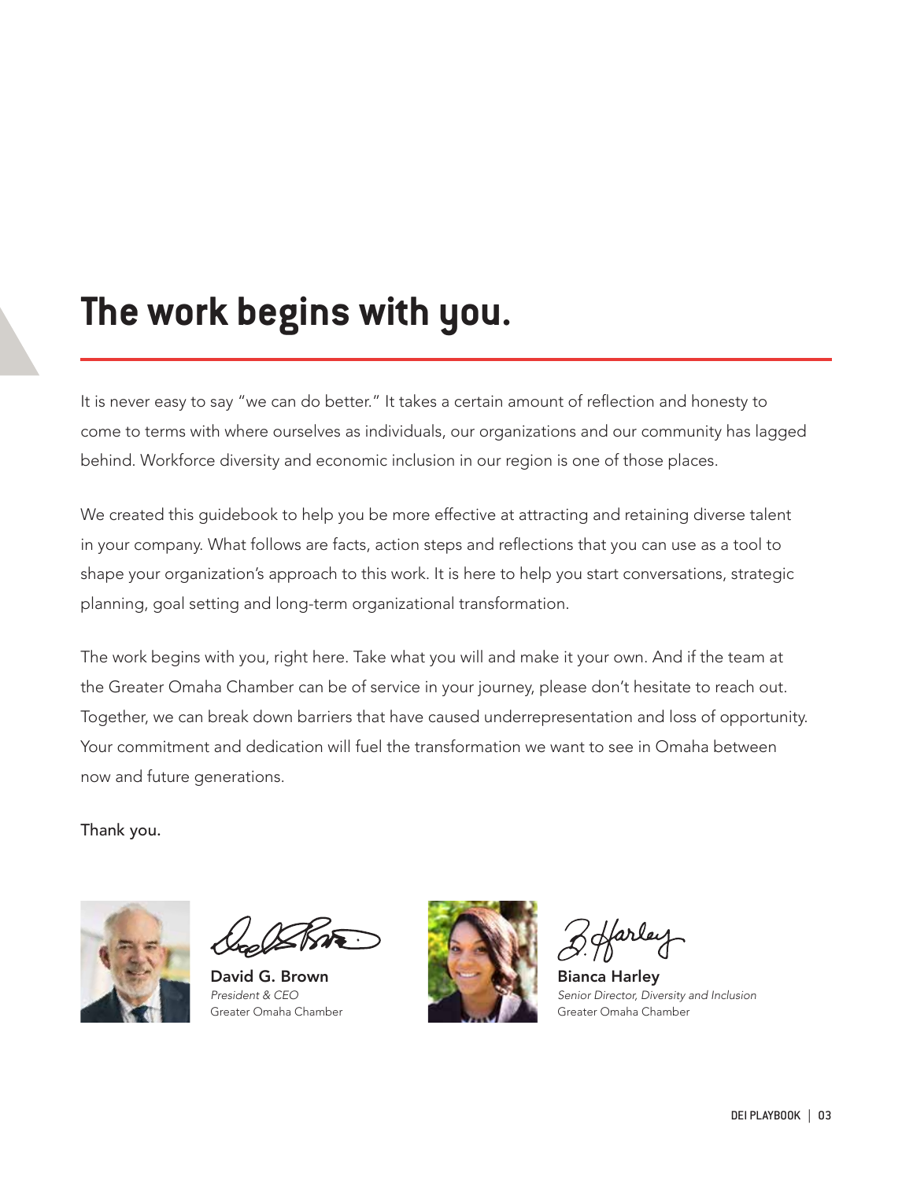# The work begins with you.

It is never easy to say "we can do better." It takes a certain amount of reflection and honesty to come to terms with where ourselves as individuals, our organizations and our community has lagged behind. Workforce diversity and economic inclusion in our region is one of those places.

We created this guidebook to help you be more effective at attracting and retaining diverse talent in your company. What follows are facts, action steps and reflections that you can use as a tool to shape your organization's approach to this work. It is here to help you start conversations, strategic planning, goal setting and long-term organizational transformation.

The work begins with you, right here. Take what you will and make it your own. And if the team at the Greater Omaha Chamber can be of service in your journey, please don't hesitate to reach out. Together, we can break down barriers that have caused underrepresentation and loss of opportunity. Your commitment and dedication will fuel the transformation we want to see in Omaha between now and future generations.

Thank you.

**David G. Brown**
*President & CEO*
Greater Omaha Chamber

**Bianca Harley**
*Senior Director, Diversity and Inclusion*
Greater Omaha Chamber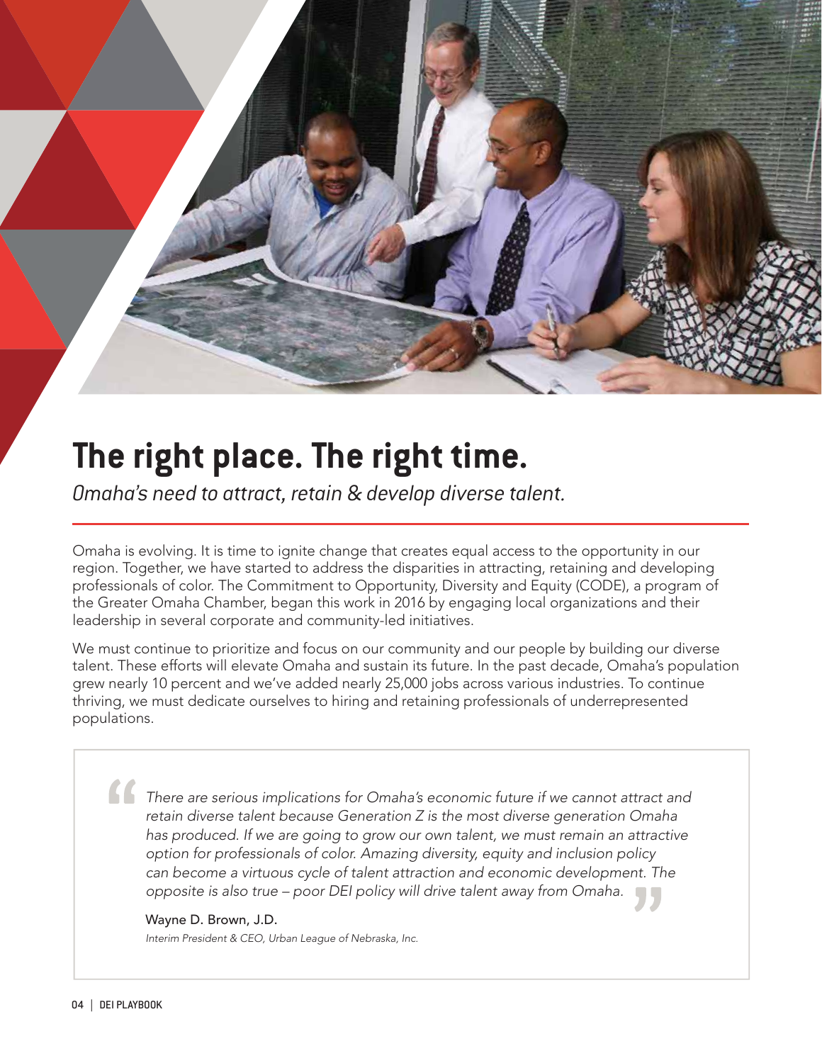# The right place. The right time.

*Omaha's need to attract, retain & develop diverse talent.*

Omaha is evolving. It is time to ignite change that creates equal access to the opportunity in our region. Together, we have started to address the disparities in attracting, retaining and developing professionals of color. The Commitment to Opportunity, Diversity and Equity (CODE), a program of the Greater Omaha Chamber, began this work in 2016 by engaging local organizations and their leadership in several corporate and community-led initiatives.

We must continue to prioritize and focus on our community and our people by building our diverse talent. These efforts will elevate Omaha and sustain its future. In the past decade, Omaha's population grew nearly 10 percent and we've added nearly 25,000 jobs across various industries. To continue thriving, we must dedicate ourselves to hiring and retaining professionals of underrepresented populations.

> *"There are serious implications for Omaha's economic future if we cannot attract and retain diverse talent because Generation Z is the most diverse generation Omaha has produced. If we are going to grow our own talent, we must remain an attractive option for professionals of color. Amazing diversity, equity and inclusion policy can become a virtuous cycle of talent attraction and economic development. The opposite is also true – poor DEI policy will drive talent away from Omaha."*
>
> Wayne D. Brown, J.D.
> *Interim President & CEO, Urban League of Nebraska, Inc.*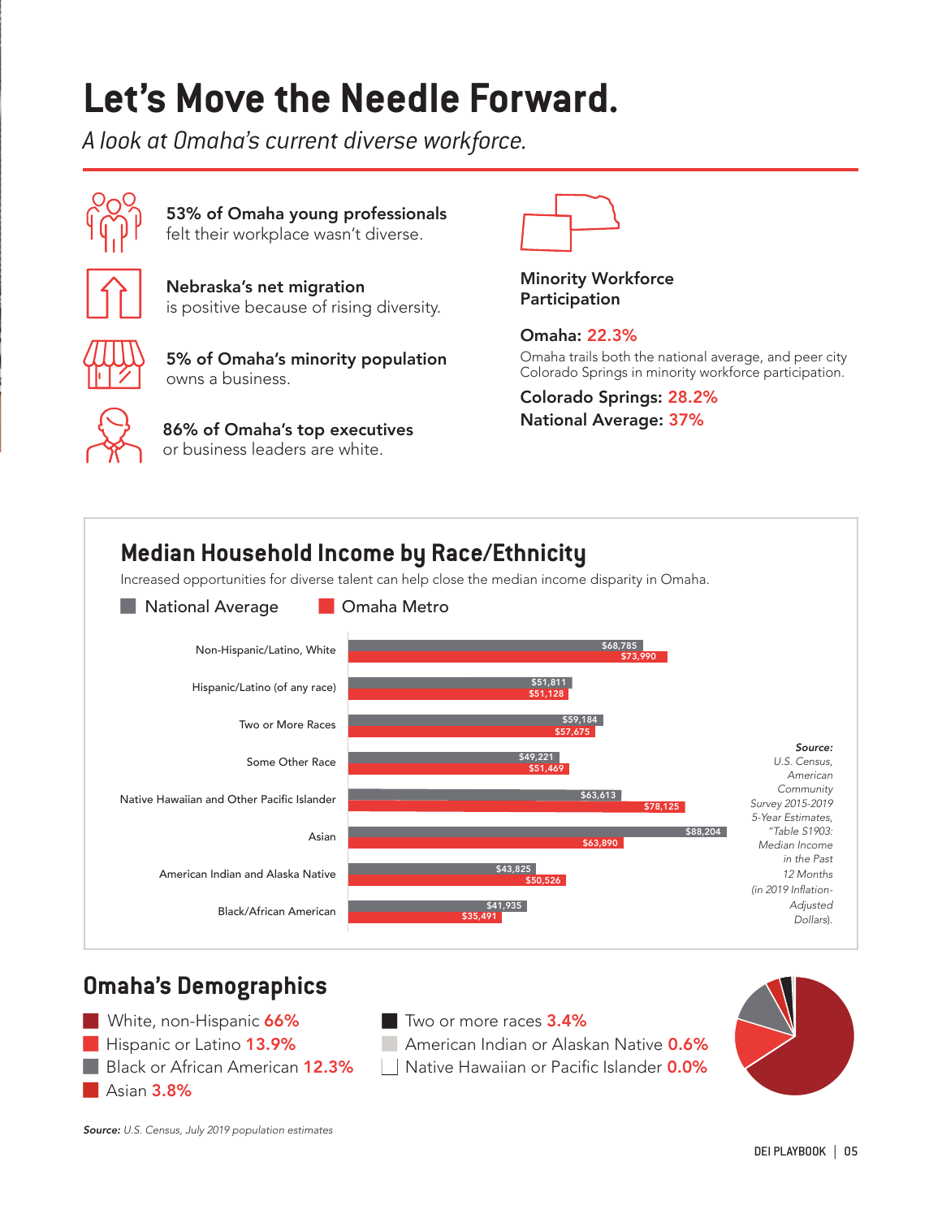# Let's Move the Needle Forward.

*A look at Omaha's current diverse workforce.*

**53% of Omaha young professionals** felt their workplace wasn't diverse.

**Nebraska's net migration** is positive because of rising diversity.

**5% of Omaha's minority population** owns a business.

**86% of Omaha's top executives** or business leaders are white.

**Minority Workforce Participation**

**Omaha: 22.3%**

Omaha trails both the national average, and peer city Colorado Springs in minority workforce participation.

**Colorado Springs: 28.2%**
**National Average: 37%**

## Median Household Income by Race/Ethnicity

Increased opportunities for diverse talent can help close the median income disparity in Omaha.

| Race/Ethnicity | National Average | Omaha Metro |
|---|---|---|
| Non-Hispanic/Latino, White | $68,785 | $73,990 |
| Hispanic/Latino (of any race) | $51,811 | $51,128 |
| Two or More Races | $59,184 | $57,675 |
| Some Other Race | $49,221 | $51,469 |
| Native Hawaiian and Other Pacific Islander | $63,613 | $78,125 |
| Asian | $88,204 | $63,890 |
| American Indian and Alaska Native | $43,825 | $50,526 |
| Black/African American | $41,935 | $35,491 |

***Source:*** *U.S. Census, American Community Survey 2015-2019 5-Year Estimates, "Table S1903: Median Income in the Past 12 Months (in 2019 Inflation-Adjusted Dollars).*

## Omaha's Demographics

- White, non-Hispanic **66%**
- Hispanic or Latino **13.9%**
- Black or African American **12.3%**
- Asian **3.8%**
- Two or more races **3.4%**
- American Indian or Alaskan Native **0.6%**
- Native Hawaiian or Pacific Islander **0.0%**

***Source:*** *U.S. Census, July 2019 population estimates*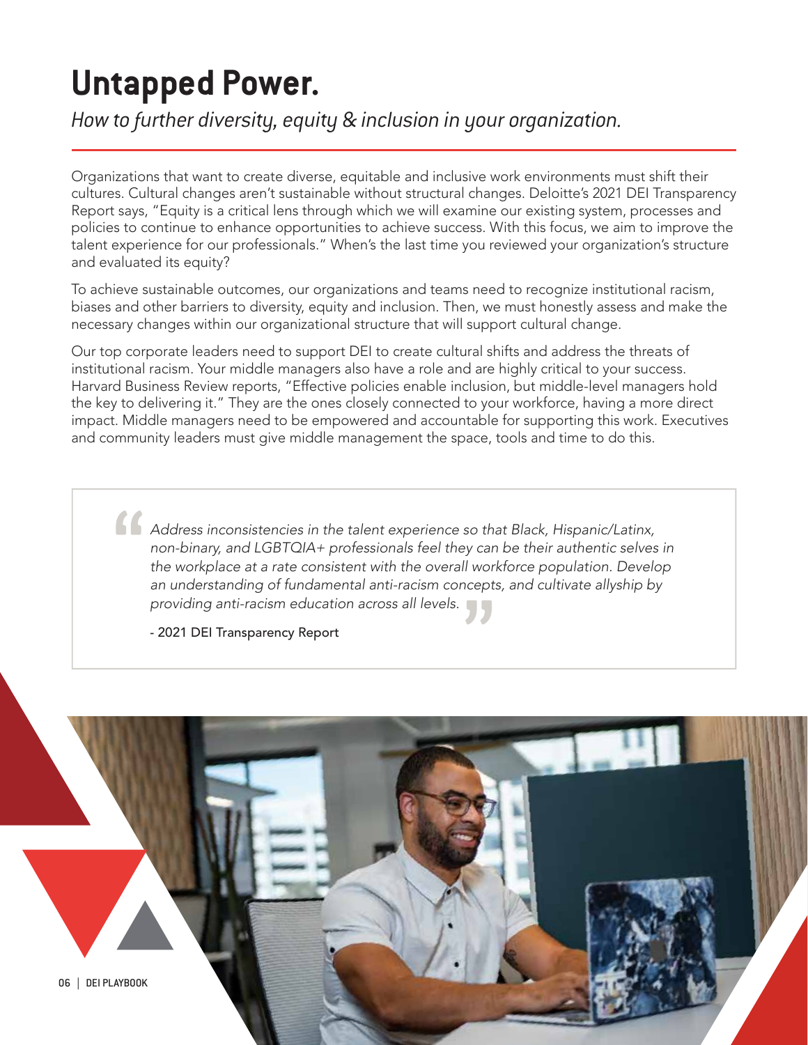# Untapped Power.

*How to further diversity, equity & inclusion in your organization.*

Organizations that want to create diverse, equitable and inclusive work environments must shift their cultures. Cultural changes aren't sustainable without structural changes. Deloitte's 2021 DEI Transparency Report says, "Equity is a critical lens through which we will examine our existing system, processes and policies to continue to enhance opportunities to achieve success. With this focus, we aim to improve the talent experience for our professionals." When's the last time you reviewed your organization's structure and evaluated its equity?

To achieve sustainable outcomes, our organizations and teams need to recognize institutional racism, biases and other barriers to diversity, equity and inclusion. Then, we must honestly assess and make the necessary changes within our organizational structure that will support cultural change.

Our top corporate leaders need to support DEI to create cultural shifts and address the threats of institutional racism. Your middle managers also have a role and are highly critical to your success. Harvard Business Review reports, "Effective policies enable inclusion, but middle-level managers hold the key to delivering it." They are the ones closely connected to your workforce, having a more direct impact. Middle managers need to be empowered and accountable for supporting this work. Executives and community leaders must give middle management the space, tools and time to do this.

> *Address inconsistencies in the talent experience so that Black, Hispanic/Latinx, non-binary, and LGBTQIA+ professionals feel they can be their authentic selves in the workplace at a rate consistent with the overall workforce population. Develop an understanding of fundamental anti-racism concepts, and cultivate allyship by providing anti-racism education across all levels.*
>
> - 2021 DEI Transparency Report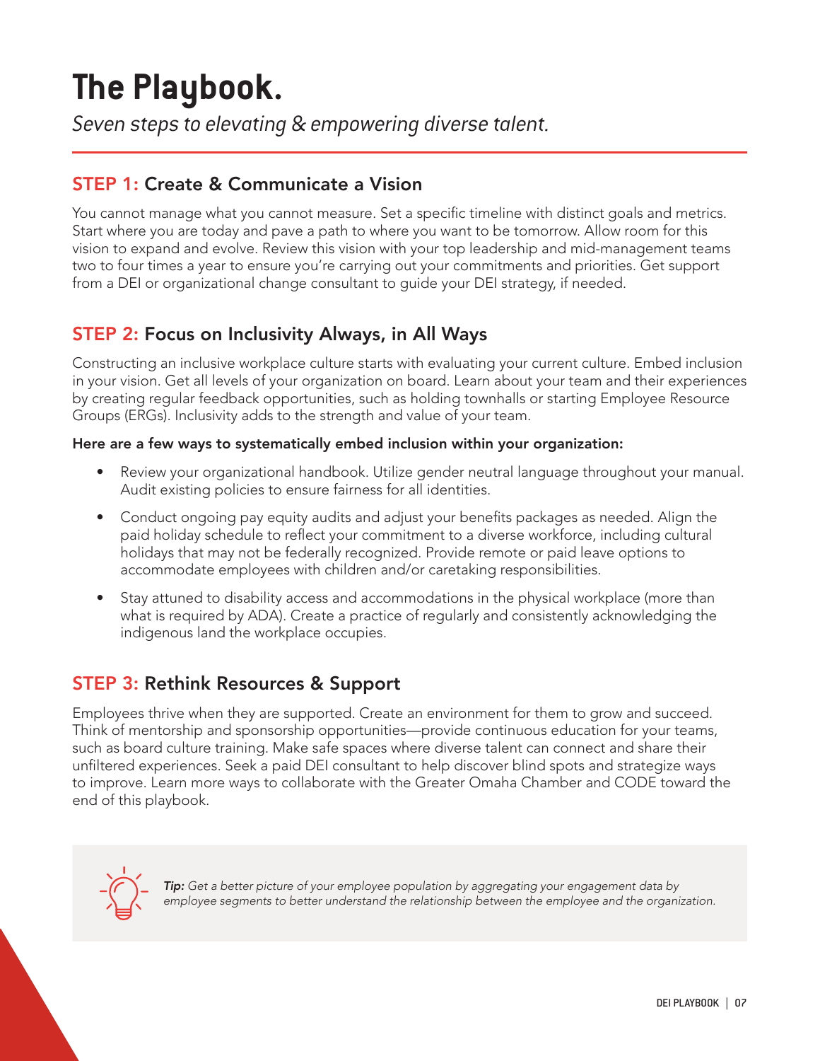# The Playbook.

*Seven steps to elevating & empowering diverse talent.*

## STEP 1: Create & Communicate a Vision

You cannot manage what you cannot measure. Set a specific timeline with distinct goals and metrics. Start where you are today and pave a path to where you want to be tomorrow. Allow room for this vision to expand and evolve. Review this vision with your top leadership and mid-management teams two to four times a year to ensure you're carrying out your commitments and priorities. Get support from a DEI or organizational change consultant to guide your DEI strategy, if needed.

## STEP 2: Focus on Inclusivity Always, in All Ways

Constructing an inclusive workplace culture starts with evaluating your current culture. Embed inclusion in your vision. Get all levels of your organization on board. Learn about your team and their experiences by creating regular feedback opportunities, such as holding townhalls or starting Employee Resource Groups (ERGs). Inclusivity adds to the strength and value of your team.

**Here are a few ways to systematically embed inclusion within your organization:**

- Review your organizational handbook. Utilize gender neutral language throughout your manual. Audit existing policies to ensure fairness for all identities.
- Conduct ongoing pay equity audits and adjust your benefits packages as needed. Align the paid holiday schedule to reflect your commitment to a diverse workforce, including cultural holidays that may not be federally recognized. Provide remote or paid leave options to accommodate employees with children and/or caretaking responsibilities.
- Stay attuned to disability access and accommodations in the physical workplace (more than what is required by ADA). Create a practice of regularly and consistently acknowledging the indigenous land the workplace occupies.

## STEP 3: Rethink Resources & Support

Employees thrive when they are supported. Create an environment for them to grow and succeed. Think of mentorship and sponsorship opportunities—provide continuous education for your teams, such as board culture training. Make safe spaces where diverse talent can connect and share their unfiltered experiences. Seek a paid DEI consultant to help discover blind spots and strategize ways to improve. Learn more ways to collaborate with the Greater Omaha Chamber and CODE toward the end of this playbook.

***Tip:*** *Get a better picture of your employee population by aggregating your engagement data by employee segments to better understand the relationship between the employee and the organization.*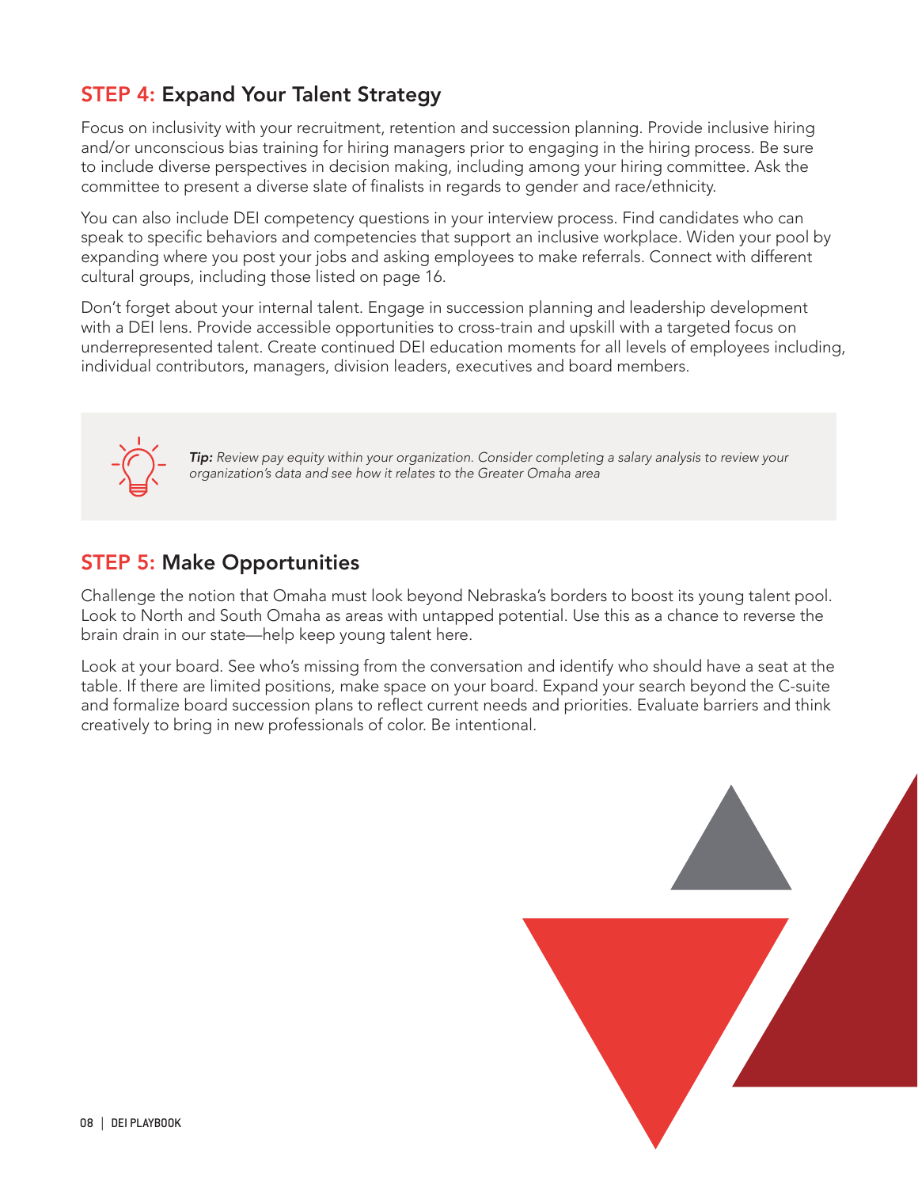## STEP 4: Expand Your Talent Strategy

Focus on inclusivity with your recruitment, retention and succession planning. Provide inclusive hiring and/or unconscious bias training for hiring managers prior to engaging in the hiring process. Be sure to include diverse perspectives in decision making, including among your hiring committee. Ask the committee to present a diverse slate of finalists in regards to gender and race/ethnicity.

You can also include DEI competency questions in your interview process. Find candidates who can speak to specific behaviors and competencies that support an inclusive workplace. Widen your pool by expanding where you post your jobs and asking employees to make referrals. Connect with different cultural groups, including those listed on page 16.

Don't forget about your internal talent. Engage in succession planning and leadership development with a DEI lens. Provide accessible opportunities to cross-train and upskill with a targeted focus on underrepresented talent. Create continued DEI education moments for all levels of employees including, individual contributors, managers, division leaders, executives and board members.

> ***Tip:*** *Review pay equity within your organization. Consider completing a salary analysis to review your organization's data and see how it relates to the Greater Omaha area*

## STEP 5: Make Opportunities

Challenge the notion that Omaha must look beyond Nebraska's borders to boost its young talent pool. Look to North and South Omaha as areas with untapped potential. Use this as a chance to reverse the brain drain in our state—help keep young talent here.

Look at your board. See who's missing from the conversation and identify who should have a seat at the table. If there are limited positions, make space on your board. Expand your search beyond the C-suite and formalize board succession plans to reflect current needs and priorities. Evaluate barriers and think creatively to bring in new professionals of color. Be intentional.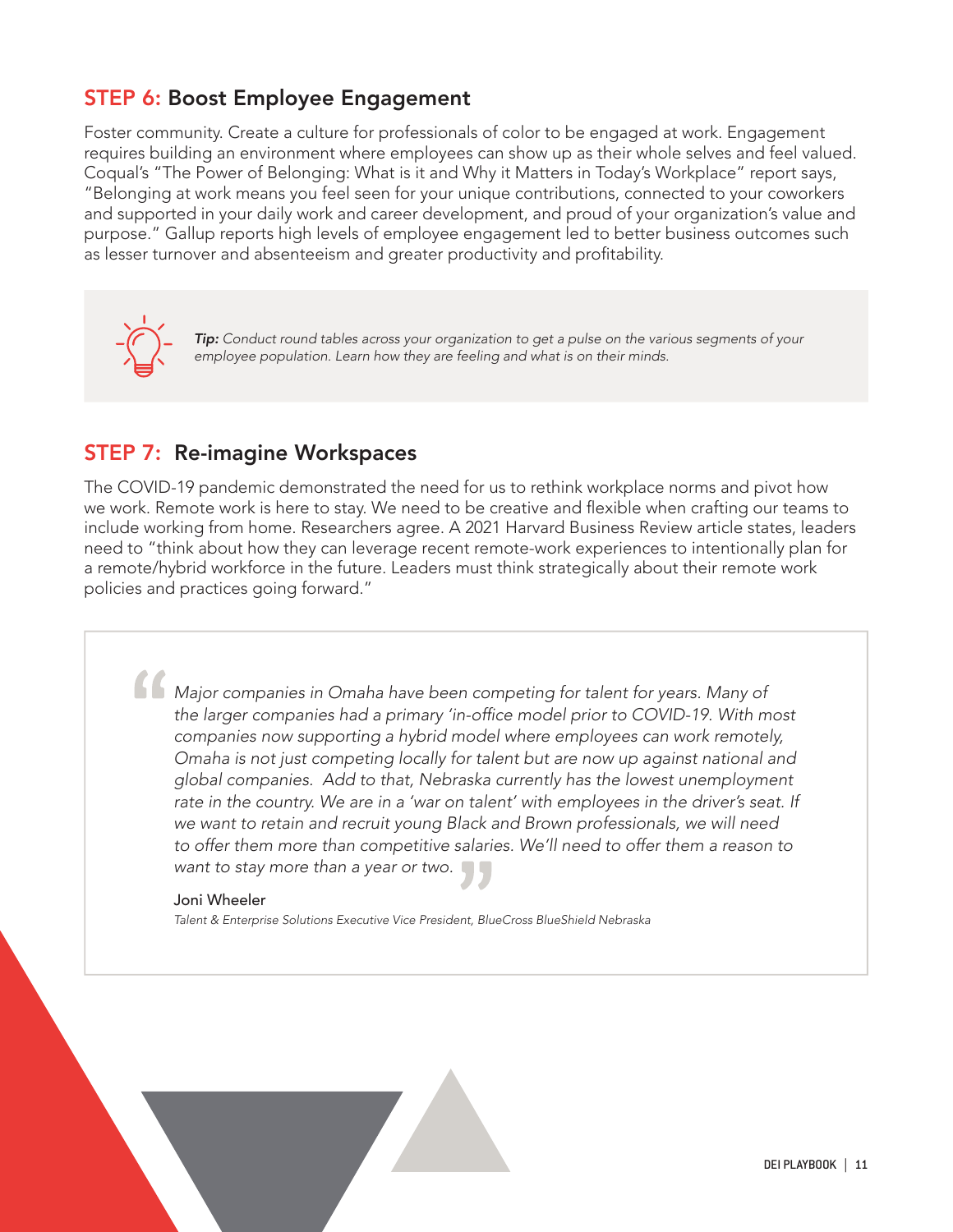## STEP 6: Boost Employee Engagement

Foster community. Create a culture for professionals of color to be engaged at work. Engagement requires building an environment where employees can show up as their whole selves and feel valued. Coqual's "The Power of Belonging: What is it and Why it Matters in Today's Workplace" report says, "Belonging at work means you feel seen for your unique contributions, connected to your coworkers and supported in your daily work and career development, and proud of your organization's value and purpose." Gallup reports high levels of employee engagement led to better business outcomes such as lesser turnover and absenteeism and greater productivity and profitability.

> ***Tip:*** *Conduct round tables across your organization to get a pulse on the various segments of your employee population. Learn how they are feeling and what is on their minds.*

## STEP 7: Re-imagine Workspaces

The COVID-19 pandemic demonstrated the need for us to rethink workplace norms and pivot how we work. Remote work is here to stay. We need to be creative and flexible when crafting our teams to include working from home. Researchers agree. A 2021 Harvard Business Review article states, leaders need to "think about how they can leverage recent remote-work experiences to intentionally plan for a remote/hybrid workforce in the future. Leaders must think strategically about their remote work policies and practices going forward."

> *Major companies in Omaha have been competing for talent for years. Many of the larger companies had a primary 'in-office model prior to COVID-19. With most companies now supporting a hybrid model where employees can work remotely, Omaha is not just competing locally for talent but are now up against national and global companies. Add to that, Nebraska currently has the lowest unemployment rate in the country. We are in a 'war on talent' with employees in the driver's seat. If we want to retain and recruit young Black and Brown professionals, we will need to offer them more than competitive salaries. We'll need to offer them a reason to want to stay more than a year or two.*
>
> Joni Wheeler
>
> *Talent & Enterprise Solutions Executive Vice President, BlueCross BlueShield Nebraska*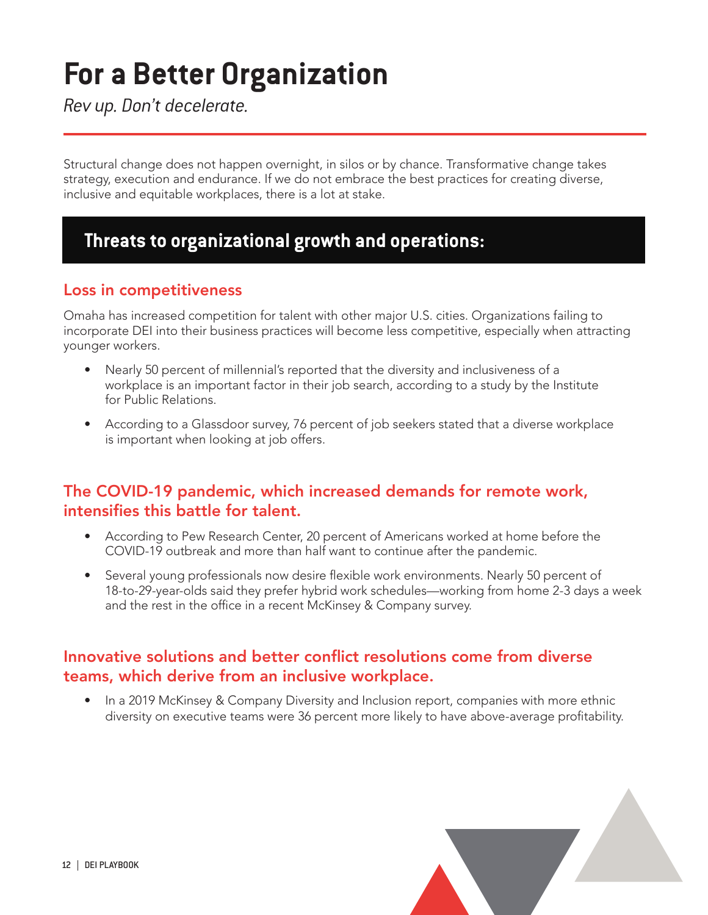# For a Better Organization

*Rev up. Don't decelerate.*

Structural change does not happen overnight, in silos or by chance. Transformative change takes strategy, execution and endurance. If we do not embrace the best practices for creating diverse, inclusive and equitable workplaces, there is a lot at stake.

## Threats to organizational growth and operations:

### Loss in competitiveness

Omaha has increased competition for talent with other major U.S. cities. Organizations failing to incorporate DEI into their business practices will become less competitive, especially when attracting younger workers.

- Nearly 50 percent of millennial's reported that the diversity and inclusiveness of a workplace is an important factor in their job search, according to a study by the Institute for Public Relations.
- According to a Glassdoor survey, 76 percent of job seekers stated that a diverse workplace is important when looking at job offers.

### The COVID-19 pandemic, which increased demands for remote work, intensifies this battle for talent.

- According to Pew Research Center, 20 percent of Americans worked at home before the COVID-19 outbreak and more than half want to continue after the pandemic.
- Several young professionals now desire flexible work environments. Nearly 50 percent of 18-to-29-year-olds said they prefer hybrid work schedules—working from home 2-3 days a week and the rest in the office in a recent McKinsey & Company survey.

### Innovative solutions and better conflict resolutions come from diverse teams, which derive from an inclusive workplace.

- In a 2019 McKinsey & Company Diversity and Inclusion report, companies with more ethnic diversity on executive teams were 36 percent more likely to have above-average profitability.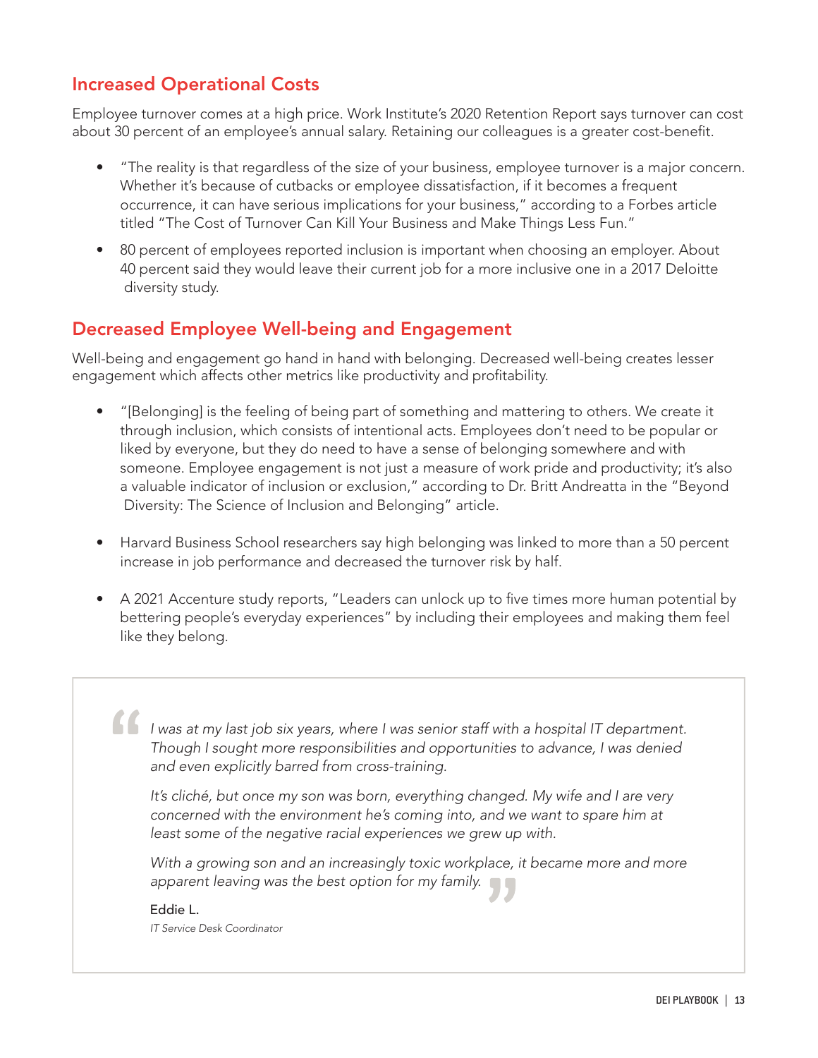## Increased Operational Costs

Employee turnover comes at a high price. Work Institute's 2020 Retention Report says turnover can cost about 30 percent of an employee's annual salary. Retaining our colleagues is a greater cost-benefit.

- "The reality is that regardless of the size of your business, employee turnover is a major concern. Whether it's because of cutbacks or employee dissatisfaction, if it becomes a frequent occurrence, it can have serious implications for your business," according to a Forbes article titled "The Cost of Turnover Can Kill Your Business and Make Things Less Fun."
- 80 percent of employees reported inclusion is important when choosing an employer. About 40 percent said they would leave their current job for a more inclusive one in a 2017 Deloitte diversity study.

## Decreased Employee Well-being and Engagement

Well-being and engagement go hand in hand with belonging. Decreased well-being creates lesser engagement which affects other metrics like productivity and profitability.

- "[Belonging] is the feeling of being part of something and mattering to others. We create it through inclusion, which consists of intentional acts. Employees don't need to be popular or liked by everyone, but they do need to have a sense of belonging somewhere and with someone. Employee engagement is not just a measure of work pride and productivity; it's also a valuable indicator of inclusion or exclusion," according to Dr. Britt Andreatta in the "Beyond Diversity: The Science of Inclusion and Belonging" article.
- Harvard Business School researchers say high belonging was linked to more than a 50 percent increase in job performance and decreased the turnover risk by half.
- A 2021 Accenture study reports, "Leaders can unlock up to five times more human potential by bettering people's everyday experiences" by including their employees and making them feel like they belong.

> *I was at my last job six years, where I was senior staff with a hospital IT department. Though I sought more responsibilities and opportunities to advance, I was denied and even explicitly barred from cross-training.*
>
> *It's cliché, but once my son was born, everything changed. My wife and I are very concerned with the environment he's coming into, and we want to spare him at least some of the negative racial experiences we grew up with.*
>
> *With a growing son and an increasingly toxic workplace, it became more and more apparent leaving was the best option for my family.*
>
> Eddie L.
> *IT Service Desk Coordinator*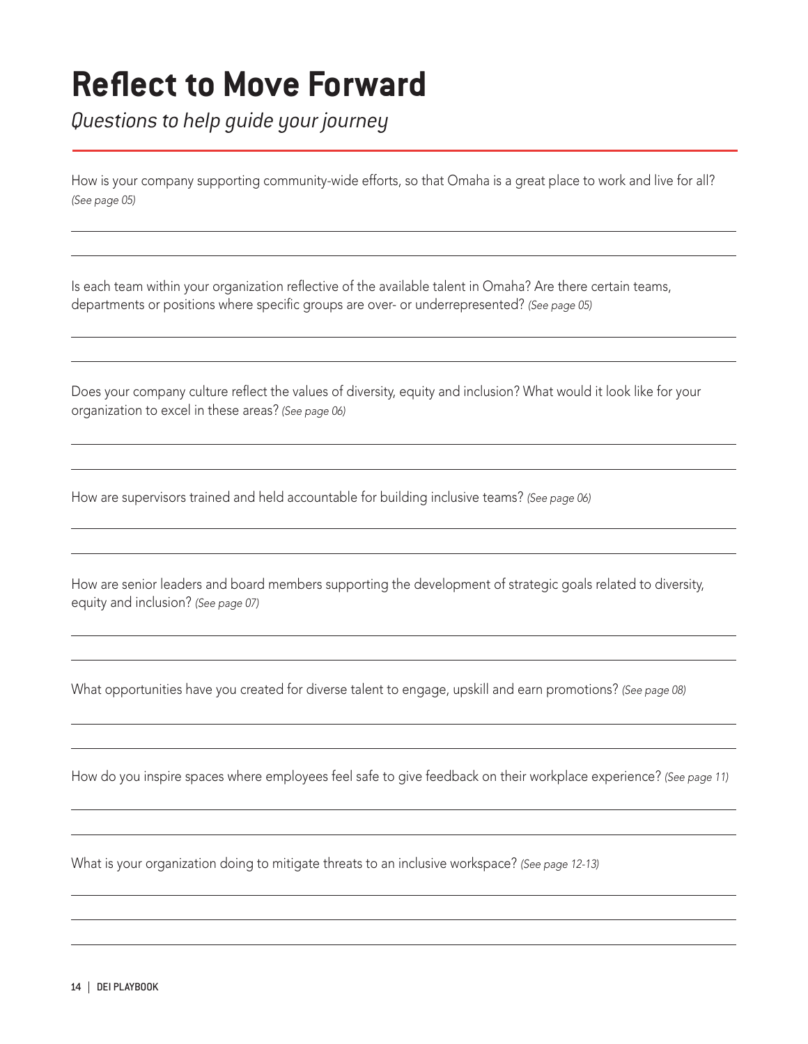# Reflect to Move Forward

*Questions to help guide your journey*

How is your company supporting community-wide efforts, so that Omaha is a great place to work and live for all? *(See page 05)*

Is each team within your organization reflective of the available talent in Omaha? Are there certain teams, departments or positions where specific groups are over- or underrepresented? *(See page 05)*

Does your company culture reflect the values of diversity, equity and inclusion? What would it look like for your organization to excel in these areas? *(See page 06)*

How are supervisors trained and held accountable for building inclusive teams? *(See page 06)*

How are senior leaders and board members supporting the development of strategic goals related to diversity, equity and inclusion? *(See page 07)*

What opportunities have you created for diverse talent to engage, upskill and earn promotions? *(See page 08)*

How do you inspire spaces where employees feel safe to give feedback on their workplace experience? *(See page 11)*

What is your organization doing to mitigate threats to an inclusive workspace? *(See page 12-13)*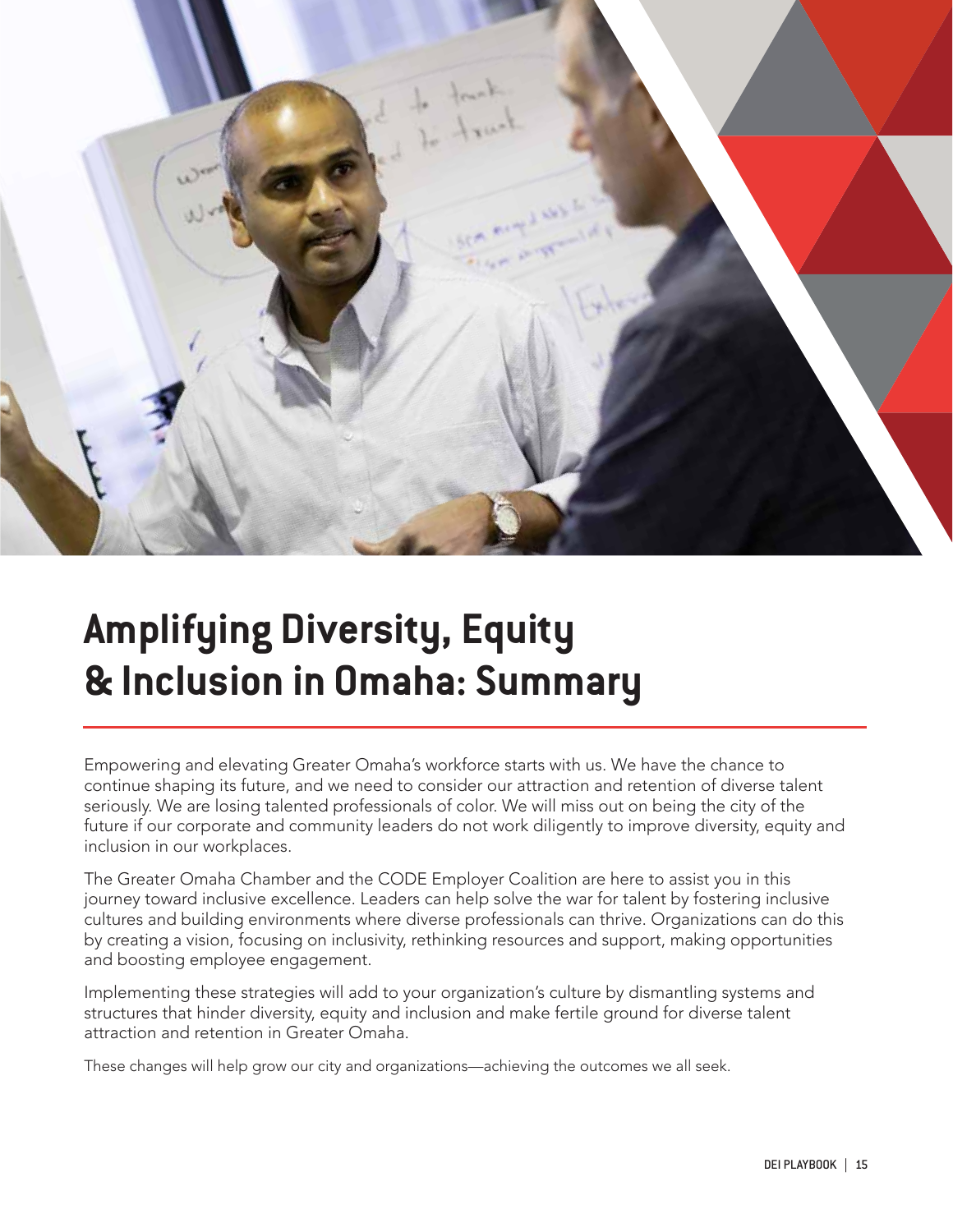# Amplifying Diversity, Equity & Inclusion in Omaha: Summary

Empowering and elevating Greater Omaha's workforce starts with us. We have the chance to continue shaping its future, and we need to consider our attraction and retention of diverse talent seriously. We are losing talented professionals of color. We will miss out on being the city of the future if our corporate and community leaders do not work diligently to improve diversity, equity and inclusion in our workplaces.

The Greater Omaha Chamber and the CODE Employer Coalition are here to assist you in this journey toward inclusive excellence. Leaders can help solve the war for talent by fostering inclusive cultures and building environments where diverse professionals can thrive. Organizations can do this by creating a vision, focusing on inclusivity, rethinking resources and support, making opportunities and boosting employee engagement.

Implementing these strategies will add to your organization's culture by dismantling systems and structures that hinder diversity, equity and inclusion and make fertile ground for diverse talent attraction and retention in Greater Omaha.

These changes will help grow our city and organizations—achieving the outcomes we all seek.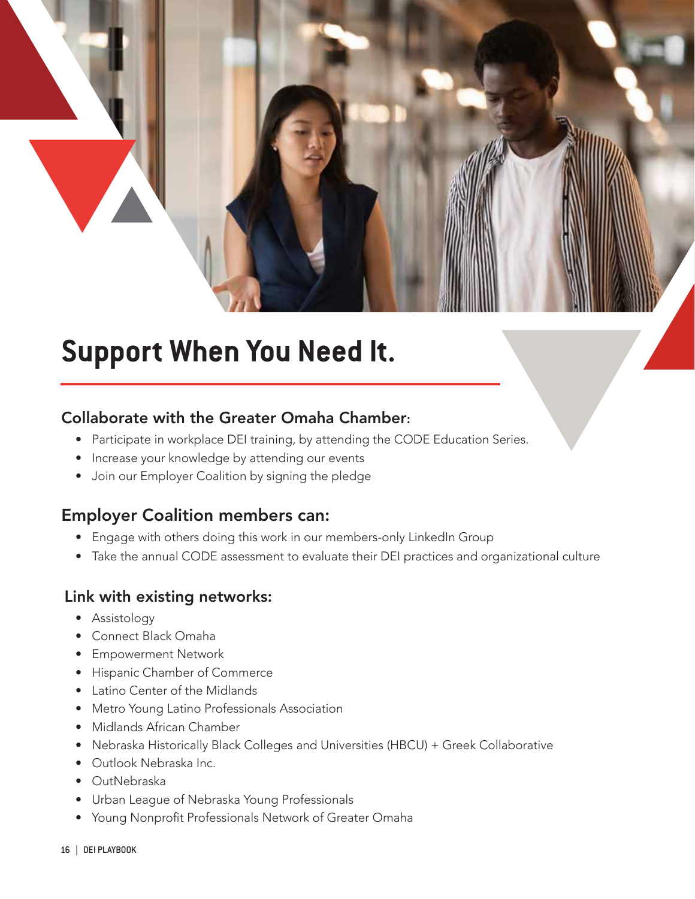# Support When You Need It.

### Collaborate with the Greater Omaha Chamber:

- Participate in workplace DEI training, by attending the CODE Education Series.
- Increase your knowledge by attending our events
- Join our Employer Coalition by signing the pledge

### Employer Coalition members can:

- Engage with others doing this work in our members-only LinkedIn Group
- Take the annual CODE assessment to evaluate their DEI practices and organizational culture

### Link with existing networks:

- Assistology
- Connect Black Omaha
- Empowerment Network
- Hispanic Chamber of Commerce
- Latino Center of the Midlands
- Metro Young Latino Professionals Association
- Midlands African Chamber
- Nebraska Historically Black Colleges and Universities (HBCU) + Greek Collaborative
- Outlook Nebraska Inc.
- OutNebraska
- Urban League of Nebraska Young Professionals
- Young Nonprofit Professionals Network of Greater Omaha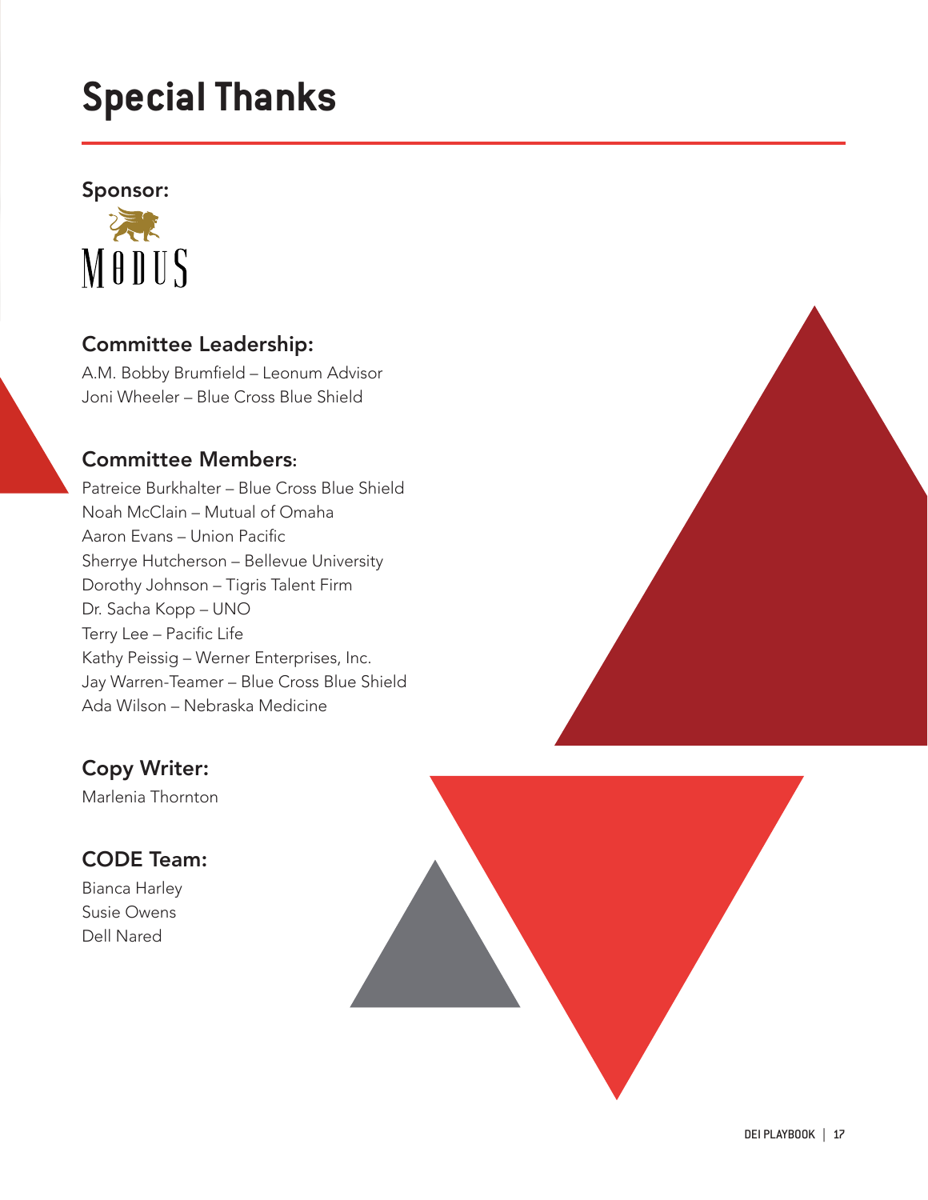# Special Thanks

### Sponsor:

MODUS

### Committee Leadership:

A.M. Bobby Brumfield – Leonum Advisor
Joni Wheeler – Blue Cross Blue Shield

### Committee Members:

Patreice Burkhalter – Blue Cross Blue Shield
Noah McClain – Mutual of Omaha
Aaron Evans – Union Pacific
Sherrye Hutcherson – Bellevue University
Dorothy Johnson – Tigris Talent Firm
Dr. Sacha Kopp – UNO
Terry Lee – Pacific Life
Kathy Peissig – Werner Enterprises, Inc.
Jay Warren-Teamer – Blue Cross Blue Shield
Ada Wilson – Nebraska Medicine

### Copy Writer:

Marlenia Thornton

### CODE Team:

Bianca Harley
Susie Owens
Dell Nared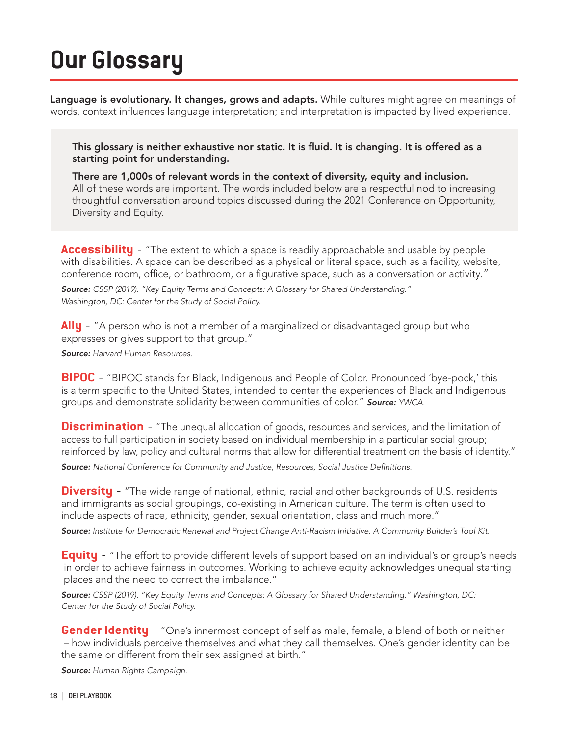# Our Glossary

**Language is evolutionary. It changes, grows and adapts.** While cultures might agree on meanings of words, context influences language interpretation; and interpretation is impacted by lived experience.

**This glossary is neither exhaustive nor static. It is fluid. It is changing. It is offered as a starting point for understanding.**

**There are 1,000s of relevant words in the context of diversity, equity and inclusion.** All of these words are important. The words included below are a respectful nod to increasing thoughtful conversation around topics discussed during the 2021 Conference on Opportunity, Diversity and Equity.

**Accessibility** - "The extent to which a space is readily approachable and usable by people with disabilities. A space can be described as a physical or literal space, such as a facility, website, conference room, office, or bathroom, or a figurative space, such as a conversation or activity."

***Source:*** *CSSP (2019). "Key Equity Terms and Concepts: A Glossary for Shared Understanding." Washington, DC: Center for the Study of Social Policy.*

**Ally** - "A person who is not a member of a marginalized or disadvantaged group but who expresses or gives support to that group."

***Source:*** *Harvard Human Resources.*

**BIPOC** - "BIPOC stands for Black, Indigenous and People of Color. Pronounced 'bye-pock,' this is a term specific to the United States, intended to center the experiences of Black and Indigenous groups and demonstrate solidarity between communities of color." ***Source:*** *YWCA.*

**Discrimination** - "The unequal allocation of goods, resources and services, and the limitation of access to full participation in society based on individual membership in a particular social group; reinforced by law, policy and cultural norms that allow for differential treatment on the basis of identity."

***Source:*** *National Conference for Community and Justice, Resources, Social Justice Definitions.*

**Diversity** - "The wide range of national, ethnic, racial and other backgrounds of U.S. residents and immigrants as social groupings, co-existing in American culture. The term is often used to include aspects of race, ethnicity, gender, sexual orientation, class and much more."

***Source:*** *Institute for Democratic Renewal and Project Change Anti-Racism Initiative. A Community Builder's Tool Kit.*

**Equity** - "The effort to provide different levels of support based on an individual's or group's needs in order to achieve fairness in outcomes. Working to achieve equity acknowledges unequal starting places and the need to correct the imbalance."

***Source:*** *CSSP (2019). "Key Equity Terms and Concepts: A Glossary for Shared Understanding." Washington, DC: Center for the Study of Social Policy.*

**Gender Identity** - "One's innermost concept of self as male, female, a blend of both or neither – how individuals perceive themselves and what they call themselves. One's gender identity can be the same or different from their sex assigned at birth."

***Source:*** *Human Rights Campaign.*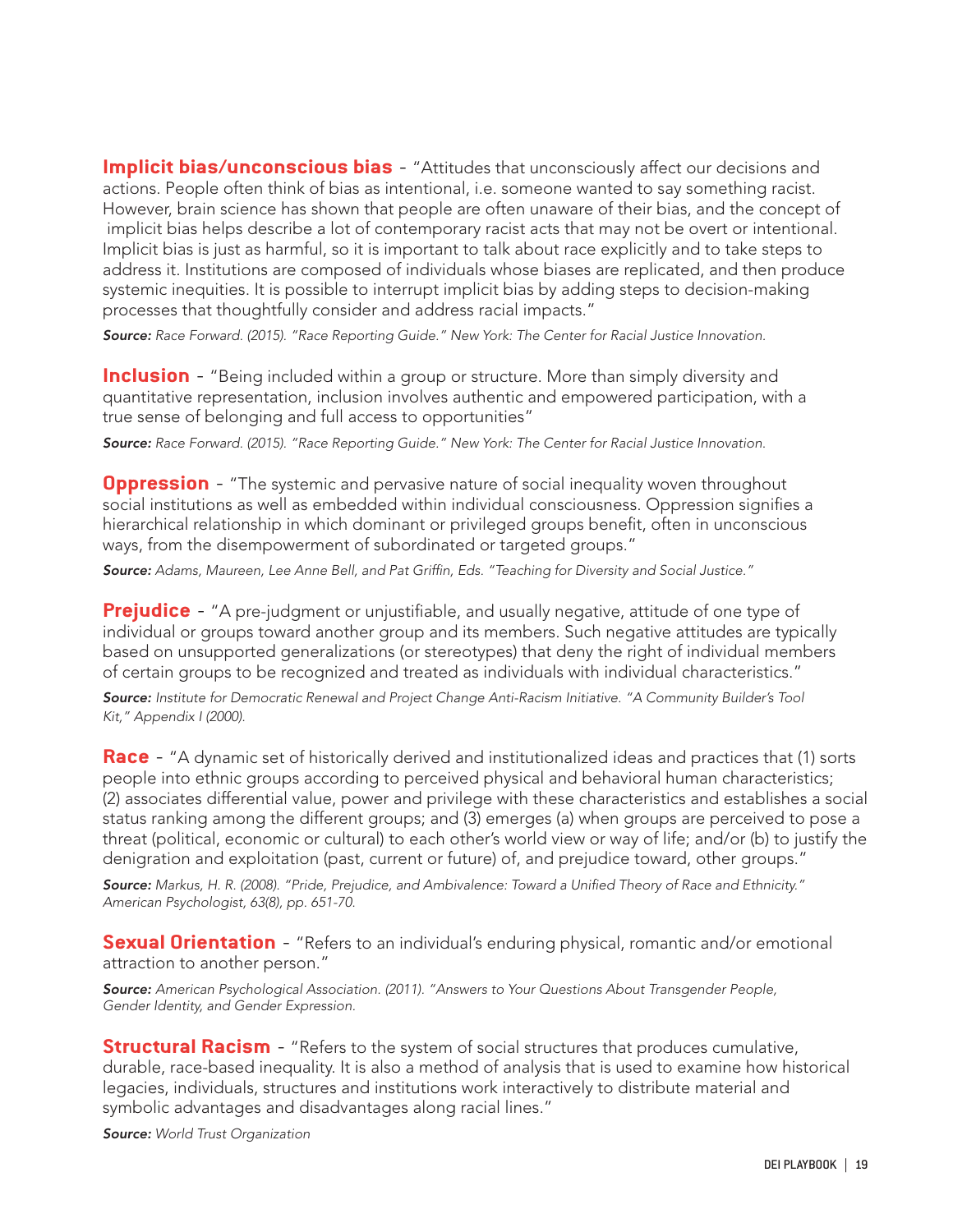**Implicit bias/unconscious bias** - "Attitudes that unconsciously affect our decisions and actions. People often think of bias as intentional, i.e. someone wanted to say something racist. However, brain science has shown that people are often unaware of their bias, and the concept of implicit bias helps describe a lot of contemporary racist acts that may not be overt or intentional. Implicit bias is just as harmful, so it is important to talk about race explicitly and to take steps to address it. Institutions are composed of individuals whose biases are replicated, and then produce systemic inequities. It is possible to interrupt implicit bias by adding steps to decision-making processes that thoughtfully consider and address racial impacts."

***Source:*** *Race Forward. (2015). "Race Reporting Guide." New York: The Center for Racial Justice Innovation.*

**Inclusion** - "Being included within a group or structure. More than simply diversity and quantitative representation, inclusion involves authentic and empowered participation, with a true sense of belonging and full access to opportunities"

***Source:*** *Race Forward. (2015). "Race Reporting Guide." New York: The Center for Racial Justice Innovation.*

**Oppression** - "The systemic and pervasive nature of social inequality woven throughout social institutions as well as embedded within individual consciousness. Oppression signifies a hierarchical relationship in which dominant or privileged groups benefit, often in unconscious ways, from the disempowerment of subordinated or targeted groups."

***Source:*** *Adams, Maureen, Lee Anne Bell, and Pat Griffin, Eds. "Teaching for Diversity and Social Justice."*

**Prejudice** - "A pre-judgment or unjustifiable, and usually negative, attitude of one type of individual or groups toward another group and its members. Such negative attitudes are typically based on unsupported generalizations (or stereotypes) that deny the right of individual members of certain groups to be recognized and treated as individuals with individual characteristics."

***Source:*** *Institute for Democratic Renewal and Project Change Anti-Racism Initiative. "A Community Builder's Tool Kit," Appendix I (2000).*

**Race** - "A dynamic set of historically derived and institutionalized ideas and practices that (1) sorts people into ethnic groups according to perceived physical and behavioral human characteristics; (2) associates differential value, power and privilege with these characteristics and establishes a social status ranking among the different groups; and (3) emerges (a) when groups are perceived to pose a threat (political, economic or cultural) to each other's world view or way of life; and/or (b) to justify the denigration and exploitation (past, current or future) of, and prejudice toward, other groups."

***Source:*** *Markus, H. R. (2008). "Pride, Prejudice, and Ambivalence: Toward a Unified Theory of Race and Ethnicity." American Psychologist, 63(8), pp. 651-70.*

**Sexual Orientation** - "Refers to an individual's enduring physical, romantic and/or emotional attraction to another person."

***Source:*** *American Psychological Association. (2011). "Answers to Your Questions About Transgender People, Gender Identity, and Gender Expression.*

**Structural Racism** - "Refers to the system of social structures that produces cumulative, durable, race-based inequality. It is also a method of analysis that is used to examine how historical legacies, individuals, structures and institutions work interactively to distribute material and symbolic advantages and disadvantages along racial lines."

***Source:*** *World Trust Organization*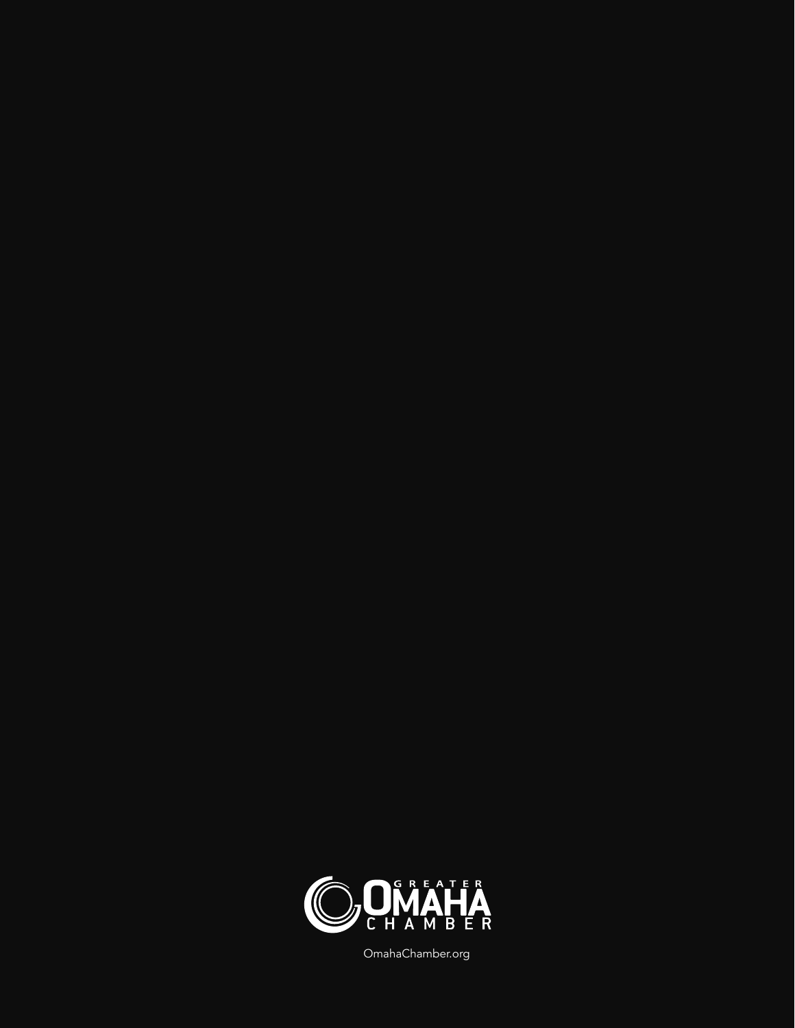GREATER OMAHA CHAMBER

OmahaChamber.org